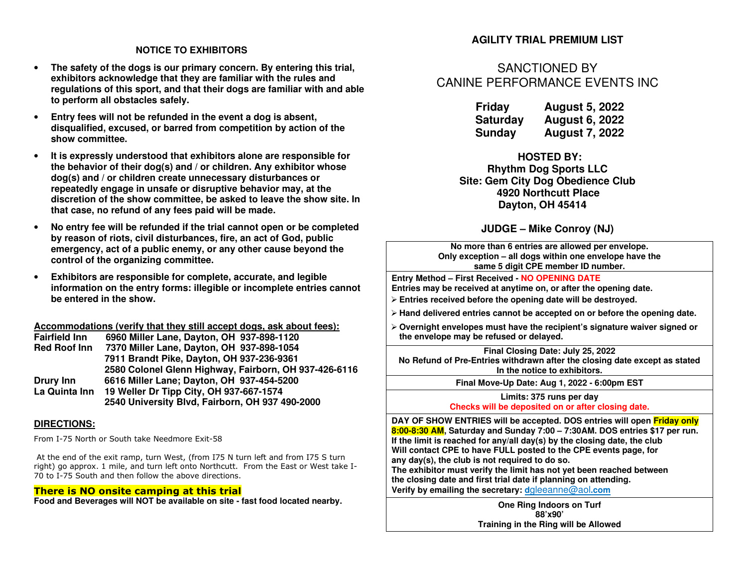## NOTICE TO EXHIBITORS

- **The safety of the dogs is our primary concern. By entering this trial, exhibitors acknowledge that they are familiar with the rules and regulations of this sport, and that their dogs are familiar with and able to perform all obstacles safely.**
- **Entry fees will not be refunded in the event a dog is absent, disqualified, excused, or barred from competition by action of the show committee.**
- **It is expressly understood that exhibitors alone are responsible for the behavior of their dog(s) and / or children. Any exhibitor whose dog(s) and / or children create unnecessary disturbances or repeatedly engage in unsafe or disruptive behavior may, at the discretion of the show committee, be asked to leave the show site. In that case, no refund of any fees paid will be made.**
- **No entry fee will be refunded if the trial cannot open or be completed by reason of riots, civil disturbances, fire, an act of God, public emergency, act of a public enemy, or any other cause beyond the control of the organizing committee.**
- **Exhibitors are responsible for complete, accurate, and legible information on the entry forms: illegible or incomplete entries cannot be entered in the show.**

**Accommodations (verify that they still accept dogs, ask about fees):**

| | |
|---|---|
| **Fairfield Inn** | **6960 Miller Lane, Dayton, OH 937-898-1120** |
| **Red Roof Inn** | **7370 Miller Lane, Dayton, OH 937-898-1054** |
| | **7911 Brandt Pike, Dayton, OH 937-236-9361** |
| | **2580 Colonel Glenn Highway, Fairborn, OH 937-426-6116** |
| **Drury Inn** | **6616 Miller Lane; Dayton, OH 937-454-5200** |
| **La Quinta Inn** | **19 Weller Dr Tipp City, OH 937-667-1574** |
| | **2540 University Blvd, Fairborn, OH 937 490-2000** |

**DIRECTIONS:**

From I-75 North or South take Needmore Exit-58

At the end of the exit ramp, turn West, (from I75 N turn left and from I75 S turn right) go approx. 1 mile, and turn left onto Northcutt. From the East or West take I-70 to I-75 South and then follow the above directions.

**There is NO onsite camping at this trial**

**Food and Beverages will NOT be available on site - fast food located nearby.**

# AGILITY TRIAL PREMIUM LIST

## SANCTIONED BY CANINE PERFORMANCE EVENTS INC

| | |
|---|---|
| **Friday** | **August 5, 2022** |
| **Saturday** | **August 6, 2022** |
| **Sunday** | **August 7, 2022** |

**HOSTED BY:**
**Rhythm Dog Sports LLC**
**Site: Gem City Dog Obedience Club**
**4920 Northcutt Place**
**Dayton, OH 45414**

**JUDGE – Mike Conroy (NJ)**

**No more than 6 entries are allowed per envelope.**
**Only exception – all dogs within one envelope have the same 5 digit CPE member ID number.**

**Entry Method – First Received - NO OPENING DATE**
**Entries may be received at anytime on, or after the opening date.**

- **Entries received before the opening date will be destroyed.**
- **Hand delivered entries cannot be accepted on or before the opening date.**
- **Overnight envelopes must have the recipient's signature waiver signed or the envelope may be refused or delayed.**

**Final Closing Date: July 25, 2022**
**No Refund of Pre-Entries withdrawn after the closing date except as stated In the notice to exhibitors.**

**Final Move-Up Date: Aug 1, 2022 - 6:00pm EST**

**Limits: 375 runs per day**
**Checks will be deposited on or after closing date.**

**DAY OF SHOW ENTRIES will be accepted. DOS entries will open Friday only 8:00-8:30 AM, Saturday and Sunday 7:00 – 7:30AM. DOS entries $17 per run.**
**If the limit is reached for any/all day(s) by the closing date, the club Will contact CPE to have FULL posted to the CPE events page, for any day(s), the club is not required to do so.**
**The exhibitor must verify the limit has not yet been reached between the closing date and first trial date if planning on attending.**
**Verify by emailing the secretary: dgleeanne@aol.com**

**One Ring Indoors on Turf**
**88'x90'**
**Training in the Ring will be Allowed**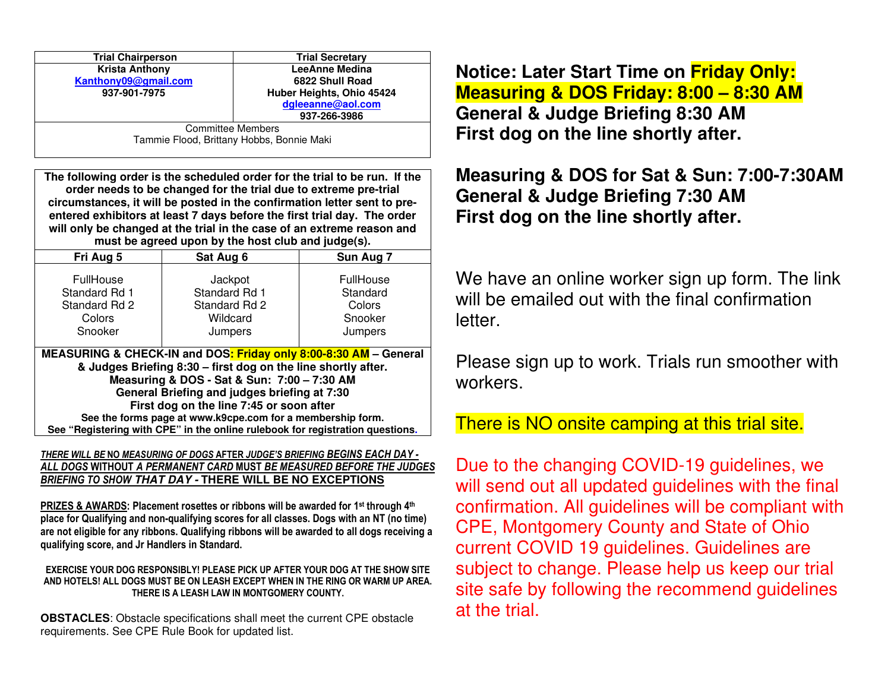| Trial Chairperson | Trial Secretary |
|---|---|
| **Krista Anthony**<br>**Kanthony09@gmail.com**<br>**937-901-7975** | **LeeAnne Medina**<br>**6822 Shull Road**<br>**Huber Heights, Ohio 45424**<br>**dgleeanne@aol.com**<br>**937-266-3986** |
| Committee Members<br>Tammie Flood, Brittany Hobbs, Bonnie Maki | |

**The following order is the scheduled order for the trial to be run. If the order needs to be changed for the trial due to extreme pre-trial circumstances, it will be posted in the confirmation letter sent to pre-entered exhibitors at least 7 days before the first trial day. The order will only be changed at the trial in the case of an extreme reason and must be agreed upon by the host club and judge(s).**

| Fri Aug 5 | Sat Aug 6 | Sun Aug 7 |
|---|---|---|
| FullHouse<br>Standard Rd 1<br>Standard Rd 2<br>Colors<br>Snooker | Jackpot<br>Standard Rd 1<br>Standard Rd 2<br>Wildcard<br>Jumpers | FullHouse<br>Standard<br>Colors<br>Snooker<br>Jumpers |

**MEASURING & CHECK-IN and DOS: Friday only 8:00-8:30 AM – General & Judges Briefing 8:30 – first dog on the line shortly after.**
**Measuring & DOS - Sat & Sun: 7:00 – 7:30 AM**
**General Briefing and judges briefing at 7:30**
**First dog on the line 7:45 or soon after**
**See the forms page at www.k9cpe.com for a membership form.**
**See "Registering with CPE" in the online rulebook for registration questions.**

***THERE WILL BE* NO *MEASURING OF DOGS* AFTER *JUDGE'S BRIEFING BEGINS EACH DAY - ALL DOGS* WITHOUT *A PERMANENT CARD* MUST *BE MEASURED BEFORE THE JUDGES BRIEFING TO SHOW THAT DAY* - THERE WILL BE NO EXCEPTIONS**

**PRIZES & AWARDS: Placement rosettes or ribbons will be awarded for 1st through 4th place for Qualifying and non-qualifying scores for all classes. Dogs with an NT (no time) are not eligible for any ribbons. Qualifying ribbons will be awarded to all dogs receiving a qualifying score, and Jr Handlers in Standard.**

**EXERCISE YOUR DOG RESPONSIBLY! PLEASE PICK UP AFTER YOUR DOG AT THE SHOW SITE AND HOTELS! ALL DOGS MUST BE ON LEASH EXCEPT WHEN IN THE RING OR WARM UP AREA. THERE IS A LEASH LAW IN MONTGOMERY COUNTY.**

**OBSTACLES**: Obstacle specifications shall meet the current CPE obstacle requirements. See CPE Rule Book for updated list.

**Notice: Later Start Time on Friday Only:**
**Measuring & DOS Friday: 8:00 – 8:30 AM**
**General & Judge Briefing 8:30 AM**
**First dog on the line shortly after.**

**Measuring & DOS for Sat & Sun: 7:00-7:30AM**
**General & Judge Briefing 7:30 AM**
**First dog on the line shortly after.**

We have an online worker sign up form. The link will be emailed out with the final confirmation letter.

Please sign up to work. Trials run smoother with workers.

There is NO onsite camping at this trial site.

Due to the changing COVID-19 guidelines, we will send out all updated guidelines with the final confirmation. All guidelines will be compliant with CPE, Montgomery County and State of Ohio current COVID 19 guidelines. Guidelines are subject to change. Please help us keep our trial site safe by following the recommend guidelines at the trial.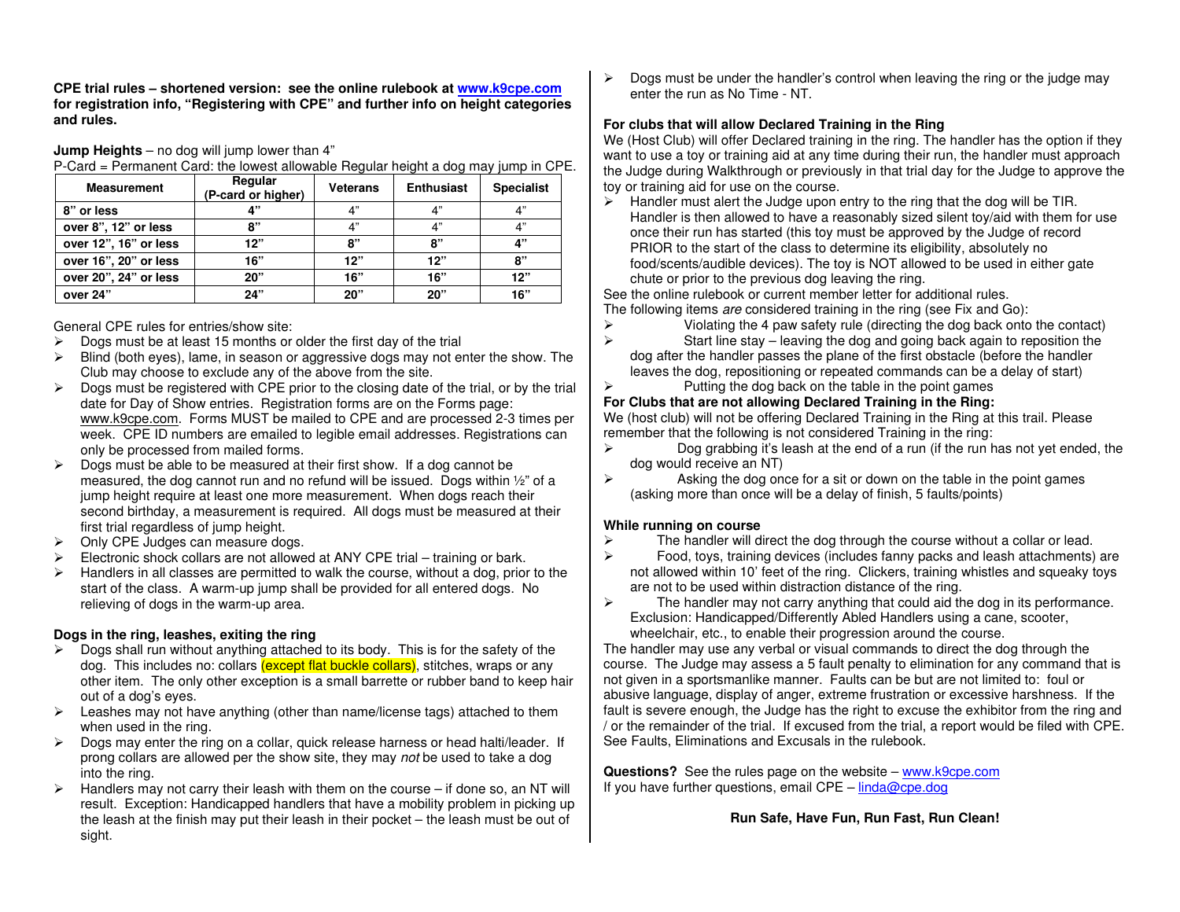**CPE trial rules – shortened version: see the online rulebook at [www.k9cpe.com](http://www.k9cpe.com) for registration info, "Registering with CPE" and further info on height categories and rules.**

**Jump Heights** – no dog will jump lower than 4"

P-Card = Permanent Card: the lowest allowable Regular height a dog may jump in CPE.

| Measurement | Regular (P-card or higher) | Veterans | Enthusiast | Specialist |
|---|---|---|---|---|
| **8" or less** | **4"** | 4" | 4" | 4" |
| **over 8", 12" or less** | **8"** | 4" | 4" | 4" |
| **over 12", 16" or less** | **12"** | **8"** | **8"** | **4"** |
| **over 16", 20" or less** | **16"** | **12"** | **12"** | **8"** |
| **over 20", 24" or less** | **20"** | **16"** | **16"** | **12"** |
| **over 24"** | **24"** | **20"** | **20"** | **16"** |

General CPE rules for entries/show site:

- Dogs must be at least 15 months or older the first day of the trial
- Blind (both eyes), lame, in season or aggressive dogs may not enter the show. The Club may choose to exclude any of the above from the site.
- Dogs must be registered with CPE prior to the closing date of the trial, or by the trial date for Day of Show entries. Registration forms are on the Forms page: www.k9cpe.com. Forms MUST be mailed to CPE and are processed 2-3 times per week. CPE ID numbers are emailed to legible email addresses. Registrations can only be processed from mailed forms.
- Dogs must be able to be measured at their first show. If a dog cannot be measured, the dog cannot run and no refund will be issued. Dogs within ½" of a jump height require at least one more measurement. When dogs reach their second birthday, a measurement is required. All dogs must be measured at their first trial regardless of jump height.
- Only CPE Judges can measure dogs.
- Electronic shock collars are not allowed at ANY CPE trial – training or bark.
- Handlers in all classes are permitted to walk the course, without a dog, prior to the start of the class. A warm-up jump shall be provided for all entered dogs. No relieving of dogs in the warm-up area.

**Dogs in the ring, leashes, exiting the ring**

- Dogs shall run without anything attached to its body. This is for the safety of the dog. This includes no: collars (except flat buckle collars), stitches, wraps or any other item. The only other exception is a small barrette or rubber band to keep hair out of a dog's eyes.
- Leashes may not have anything (other than name/license tags) attached to them when used in the ring.
- Dogs may enter the ring on a collar, quick release harness or head halti/leader. If prong collars are allowed per the show site, they may *not* be used to take a dog into the ring.
- Handlers may not carry their leash with them on the course – if done so, an NT will result. Exception: Handicapped handlers that have a mobility problem in picking up the leash at the finish may put their leash in their pocket – the leash must be out of sight.
- Dogs must be under the handler's control when leaving the ring or the judge may enter the run as No Time - NT.

**For clubs that will allow Declared Training in the Ring**

We (Host Club) will offer Declared training in the ring. The handler has the option if they want to use a toy or training aid at any time during their run, the handler must approach the Judge during Walkthrough or previously in that trial day for the Judge to approve the toy or training aid for use on the course.

- Handler must alert the Judge upon entry to the ring that the dog will be TIR. Handler is then allowed to have a reasonably sized silent toy/aid with them for use once their run has started (this toy must be approved by the Judge of record PRIOR to the start of the class to determine its eligibility, absolutely no food/scents/audible devices). The toy is NOT allowed to be used in either gate chute or prior to the previous dog leaving the ring.

See the online rulebook or current member letter for additional rules.

The following items *are* considered training in the ring (see Fix and Go):

- Violating the 4 paw safety rule (directing the dog back onto the contact)
- Start line stay – leaving the dog and going back again to reposition the dog after the handler passes the plane of the first obstacle (before the handler leaves the dog, repositioning or repeated commands can be a delay of start)
- Putting the dog back on the table in the point games

**For Clubs that are not allowing Declared Training in the Ring:**

We (host club) will not be offering Declared Training in the Ring at this trail. Please remember that the following is not considered Training in the ring:

- Dog grabbing it's leash at the end of a run (if the run has not yet ended, the dog would receive an NT)
- Asking the dog once for a sit or down on the table in the point games (asking more than once will be a delay of finish, 5 faults/points)

**While running on course**

- The handler will direct the dog through the course without a collar or lead.
- Food, toys, training devices (includes fanny packs and leash attachments) are not allowed within 10' feet of the ring. Clickers, training whistles and squeaky toys are not to be used within distraction distance of the ring.
- The handler may not carry anything that could aid the dog in its performance. Exclusion: Handicapped/Differently Abled Handlers using a cane, scooter, wheelchair, etc., to enable their progression around the course.

The handler may use any verbal or visual commands to direct the dog through the course. The Judge may assess a 5 fault penalty to elimination for any command that is not given in a sportsmanlike manner. Faults can be but are not limited to: foul or abusive language, display of anger, extreme frustration or excessive harshness. If the fault is severe enough, the Judge has the right to excuse the exhibitor from the ring and / or the remainder of the trial. If excused from the trial, a report would be filed with CPE. See Faults, Eliminations and Excusals in the rulebook.

**Questions?** See the rules page on the website – [www.k9cpe.com](http://www.k9cpe.com)

If you have further questions, email CPE – [linda@cpe.dog](mailto:linda@cpe.dog)

**Run Safe, Have Fun, Run Fast, Run Clean!**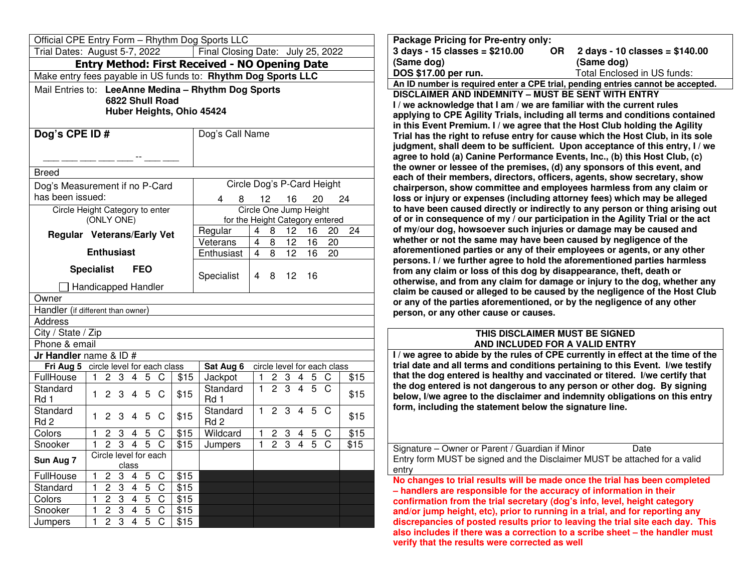| Official CPE Entry Form – Rhythm Dog Sports LLC | |
|---|---|
| Trial Dates: August 5-7, 2022 | Final Closing Date: July 25, 2022 |

**Entry Method: First Received - NO Opening Date**

Make entry fees payable in US funds to: **Rhythm Dog Sports LLC**

Mail Entries to: **LeeAnne Medina – Rhythm Dog Sports**
**6822 Shull Road**
**Huber Heights, Ohio 45424**

| | |
|---|---|
| **Dog's CPE ID #** ___ ___ ___ ___ ___ -- ___ ___ | Dog's Call Name |
| Breed | |
| Dog's Measurement if no P-Card has been issued: | Circle Dog's P-Card Height: 4 8 12 16 20 24 |

| Circle Height Category to enter (ONLY ONE) | Circle One Jump Height for the Height Category entered | |
|---|---|---|
| **Regular** **Veterans/Early Vet** | Regular | 4 8 12 16 20 24 |
| | Veterans | 4 8 12 16 20 |
| **Enthusiast** | Enthusiast | 4 8 12 16 20 |
| **Specialist** **FEO** | Specialist | 4 8 12 16 |
| ☐ Handicapped Handler | | |

Owner

Handler (if different than owner)

Address

City / State / Zip

Phone & email

**Jr Handler** name & ID #

| **Fri Aug 5** | circle level for each class | | **Sat Aug 6** | circle level for each class | |
|---|---|---|---|---|---|
| FullHouse | 1 2 3 4 5 C | $15 | Jackpot | 1 2 3 4 5 C | $15 |
| Standard Rd 1 | 1 2 3 4 5 C | $15 | Standard Rd 1 | 1 2 3 4 5 C | $15 |
| Standard Rd 2 | 1 2 3 4 5 C | $15 | Standard Rd 2 | 1 2 3 4 5 C | $15 |
| Colors | 1 2 3 4 5 C | $15 | Wildcard | 1 2 3 4 5 C | $15 |
| Snooker | 1 2 3 4 5 C | $15 | Jumpers | 1 2 3 4 5 C | $15 |
| **Sun Aug 7** | Circle level for each class | | | | |
| FullHouse | 1 2 3 4 5 C | $15 | | | |
| Standard | 1 2 3 4 5 C | $15 | | | |
| Colors | 1 2 3 4 5 C | $15 | | | |
| Snooker | 1 2 3 4 5 C | $15 | | | |
| Jumpers | 1 2 3 4 5 C | $15 | | | |

**Package Pricing for Pre-entry only:**

**3 days - 15 classes = $210.00 (Same dog)** **OR** **2 days - 10 classes = $140.00 (Same dog)**

**DOS $17.00 per run.** Total Enclosed in US funds:

**An ID number is required enter a CPE trial, pending entries cannot be accepted.**

**DISCLAIMER AND INDEMNITY – MUST BE SENT WITH ENTRY**

**I / we acknowledge that I am / we are familiar with the current rules applying to CPE Agility Trials, including all terms and conditions contained in this Event Premium. I / we agree that the Host Club holding the Agility Trial has the right to refuse entry for cause which the Host Club, in its sole judgment, shall deem to be sufficient. Upon acceptance of this entry, I / we agree to hold (a) Canine Performance Events, Inc., (b) this Host Club, (c) the owner or lessee of the premises, (d) any sponsors of this event, and each of their members, directors, officers, agents, show secretary, show chairperson, show committee and employees harmless from any claim or loss or injury or expenses (including attorney fees) which may be alleged to have been caused directly or indirectly to any person or thing arising out of or in consequence of my / our participation in the Agility Trial or the act of my/our dog, howsoever such injuries or damage may be caused and whether or not the same may have been caused by negligence of the aforementioned parties or any of their employees or agents, or any other persons. I / we further agree to hold the aforementioned parties harmless from any claim or loss of this dog by disappearance, theft, death or otherwise, and from any claim for damage or injury to the dog, whether any claim be caused or alleged to be caused by the negligence of the Host Club or any of the parties aforementioned, or by the negligence of any other person, or any other cause or causes.**

**THIS DISCLAIMER MUST BE SIGNED AND INCLUDED FOR A VALID ENTRY**

**I / we agree to abide by the rules of CPE currently in effect at the time of the trial date and all terms and conditions pertaining to this Event. I/we testify that the dog entered is healthy and vaccinated or titered. I/we certify that the dog entered is not dangerous to any person or other dog. By signing below, I/we agree to the disclaimer and indemnity obligations on this entry form, including the statement below the signature line.**

Signature – Owner or Parent / Guardian if Minor Date

Entry form MUST be signed and the Disclaimer MUST be attached for a valid entry

**No changes to trial results will be made once the trial has been completed – handlers are responsible for the accuracy of information in their confirmation from the trial secretary (dog's info, level, height category and/or jump height, etc), prior to running in a trial, and for reporting any discrepancies of posted results prior to leaving the trial site each day. This also includes if there was a correction to a scribe sheet – the handler must verify that the results were corrected as well**